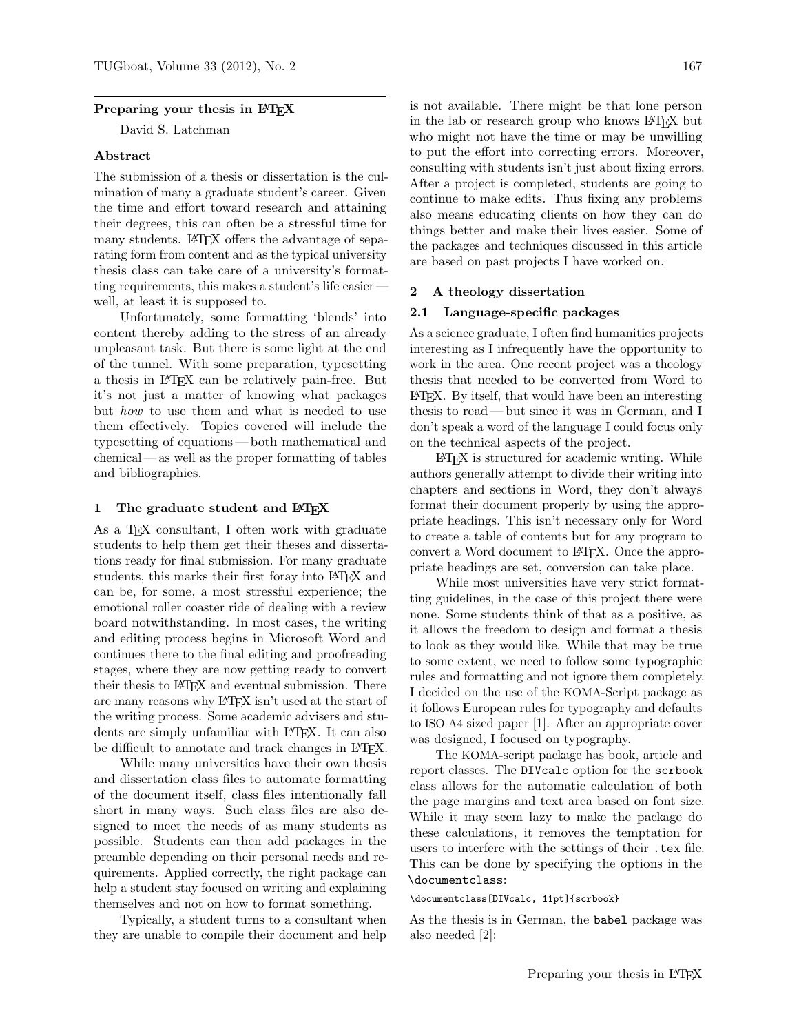# Preparing your thesis in LaTeX

David S. Latchman

## Abstract

The submission of a thesis or dissertation is the culmination of many a graduate student's career. Given the time and effort toward research and attaining their degrees, this can often be a stressful time for many students. LaTeX offers the advantage of separating form from content and as the typical university thesis class can take care of a university's formatting requirements, this makes a student's life easier — well, at least it is supposed to.

Unfortunately, some formatting 'blends' into content thereby adding to the stress of an already unpleasant task. But there is some light at the end of the tunnel. With some preparation, typesetting a thesis in LaTeX can be relatively pain-free. But it's not just a matter of knowing what packages but *how* to use them and what is needed to use them effectively. Topics covered will include the typesetting of equations — both mathematical and chemical — as well as the proper formatting of tables and bibliographies.

## 1 The graduate student and LaTeX

As a TeX consultant, I often work with graduate students to help them get their theses and dissertations ready for final submission. For many graduate students, this marks their first foray into LaTeX and can be, for some, a most stressful experience; the emotional roller coaster ride of dealing with a review board notwithstanding. In most cases, the writing and editing process begins in Microsoft Word and continues there to the final editing and proofreading stages, where they are now getting ready to convert their thesis to LaTeX and eventual submission. There are many reasons why LaTeX isn't used at the start of the writing process. Some academic advisers and students are simply unfamiliar with LaTeX. It can also be difficult to annotate and track changes in LaTeX.

While many universities have their own thesis and dissertation class files to automate formatting of the document itself, class files intentionally fall short in many ways. Such class files are also designed to meet the needs of as many students as possible. Students can then add packages in the preamble depending on their personal needs and requirements. Applied correctly, the right package can help a student stay focused on writing and explaining themselves and not on how to format something.

Typically, a student turns to a consultant when they are unable to compile their document and help is not available. There might be that lone person in the lab or research group who knows LaTeX but who might not have the time or may be unwilling to put the effort into correcting errors. Moreover, consulting with students isn't just about fixing errors. After a project is completed, students are going to continue to make edits. Thus fixing any problems also means educating clients on how they can do things better and make their lives easier. Some of the packages and techniques discussed in this article are based on past projects I have worked on.

## 2 A theology dissertation

### 2.1 Language-specific packages

As a science graduate, I often find humanities projects interesting as I infrequently have the opportunity to work in the area. One recent project was a theology thesis that needed to be converted from Word to LaTeX. By itself, that would have been an interesting thesis to read — but since it was in German, and I don't speak a word of the language I could focus only on the technical aspects of the project.

LaTeX is structured for academic writing. While authors generally attempt to divide their writing into chapters and sections in Word, they don't always format their document properly by using the appropriate headings. This isn't necessary only for Word to create a table of contents but for any program to convert a Word document to LaTeX. Once the appropriate headings are set, conversion can take place.

While most universities have very strict formatting guidelines, in the case of this project there were none. Some students think of that as a positive, as it allows the freedom to design and format a thesis to look as they would like. While that may be true to some extent, we need to follow some typographic rules and formatting and not ignore them completely. I decided on the use of the KOMA-Script package as it follows European rules for typography and defaults to ISO A4 sized paper [1]. After an appropriate cover was designed, I focused on typography.

The KOMA-script package has book, article and report classes. The `DIVcalc` option for the `scrbook` class allows for the automatic calculation of both the page margins and text area based on font size. While it may seem lazy to make the package do these calculations, it removes the temptation for users to interfere with the settings of their `.tex` file. This can be done by specifying the options in the `\documentclass`:

```
\documentclass[DIVcalc, 11pt]{scrbook}
```

As the thesis is in German, the `babel` package was also needed [2]: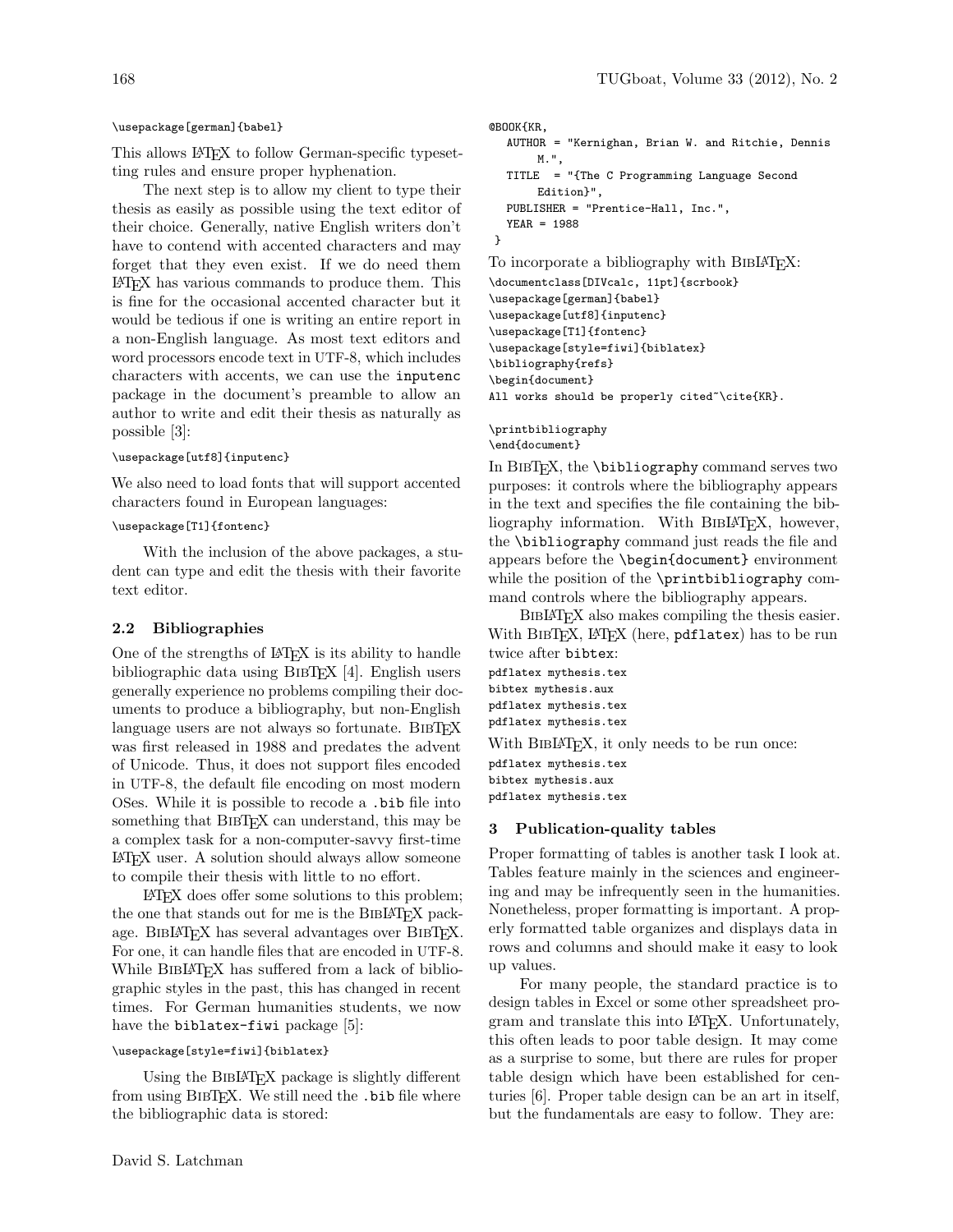```
\usepackage[german]{babel}
```

This allows LaTeX to follow German-specific typesetting rules and ensure proper hyphenation.

The next step is to allow my client to type their thesis as easily as possible using the text editor of their choice. Generally, native English writers don't have to contend with accented characters and may forget that they even exist. If we do need them LaTeX has various commands to produce them. This is fine for the occasional accented character but it would be tedious if one is writing an entire report in a non-English language. As most text editors and word processors encode text in UTF-8, which includes characters with accents, we can use the `inputenc` package in the document's preamble to allow an author to write and edit their thesis as naturally as possible [3]:

```
\usepackage[utf8]{inputenc}
```

We also need to load fonts that will support accented characters found in European languages:

```
\usepackage[T1]{fontenc}
```

With the inclusion of the above packages, a student can type and edit the thesis with their favorite text editor.

### 2.2 Bibliographies

One of the strengths of LaTeX is its ability to handle bibliographic data using BibTeX [4]. English users generally experience no problems compiling their documents to produce a bibliography, but non-English language users are not always so fortunate. BibTeX was first released in 1988 and predates the advent of Unicode. Thus, it does not support files encoded in UTF-8, the default file encoding on most modern OSes. While it is possible to recode a `.bib` file into something that BibTeX can understand, this may be a complex task for a non-computer-savvy first-time LaTeX user. A solution should always allow someone to compile their thesis with little to no effort.

LaTeX does offer some solutions to this problem; the one that stands out for me is the BibLaTeX package. BibLaTeX has several advantages over BibTeX. For one, it can handle files that are encoded in UTF-8. While BibLaTeX has suffered from a lack of bibliographic styles in the past, this has changed in recent times. For German humanities students, we now have the `biblatex-fiwi` package [5]:

```
\usepackage[style=fiwi]{biblatex}
```

Using the BibLaTeX package is slightly different from using BibTeX. We still need the `.bib` file where the bibliographic data is stored:

```
@BOOK{KR,
   AUTHOR = "Kernighan, Brian W. and Ritchie, Dennis
       M.",
   TITLE  = "{The C Programming Language Second
       Edition}",
   PUBLISHER = "Prentice-Hall, Inc.",
   YEAR = 1988
 }
```

To incorporate a bibliography with BibLaTeX:

```
\documentclass[DIVcalc, 11pt]{scrbook}
\usepackage[german]{babel}
\usepackage[utf8]{inputenc}
\usepackage[T1]{fontenc}
\usepackage[style=fiwi]{biblatex}
\bibliography{refs}
\begin{document}
All works should be properly cited~\cite{KR}.

\printbibliography
\end{document}
```

In BibTeX, the `\bibliography` command serves two purposes: it controls where the bibliography appears in the text and specifies the file containing the bibliography information. With BibLaTeX, however, the `\bibliography` command just reads the file and appears before the `\begin{document}` environment while the position of the `\printbibliography` command controls where the bibliography appears.

BibLaTeX also makes compiling the thesis easier. With BibTeX, LaTeX (here, `pdflatex`) has to be run twice after `bibtex`:

```
pdflatex mythesis.tex
bibtex mythesis.aux
pdflatex mythesis.tex
pdflatex mythesis.tex
```

With BibLaTeX, it only needs to be run once:

```
pdflatex mythesis.tex
bibtex mythesis.aux
pdflatex mythesis.tex
```

## 3 Publication-quality tables

Proper formatting of tables is another task I look at. Tables feature mainly in the sciences and engineering and may be infrequently seen in the humanities. Nonetheless, proper formatting is important. A properly formatted table organizes and displays data in rows and columns and should make it easy to look up values.

For many people, the standard practice is to design tables in Excel or some other spreadsheet program and translate this into LaTeX. Unfortunately, this often leads to poor table design. It may come as a surprise to some, but there are rules for proper table design which have been established for centuries [6]. Proper table design can be an art in itself, but the fundamentals are easy to follow. They are: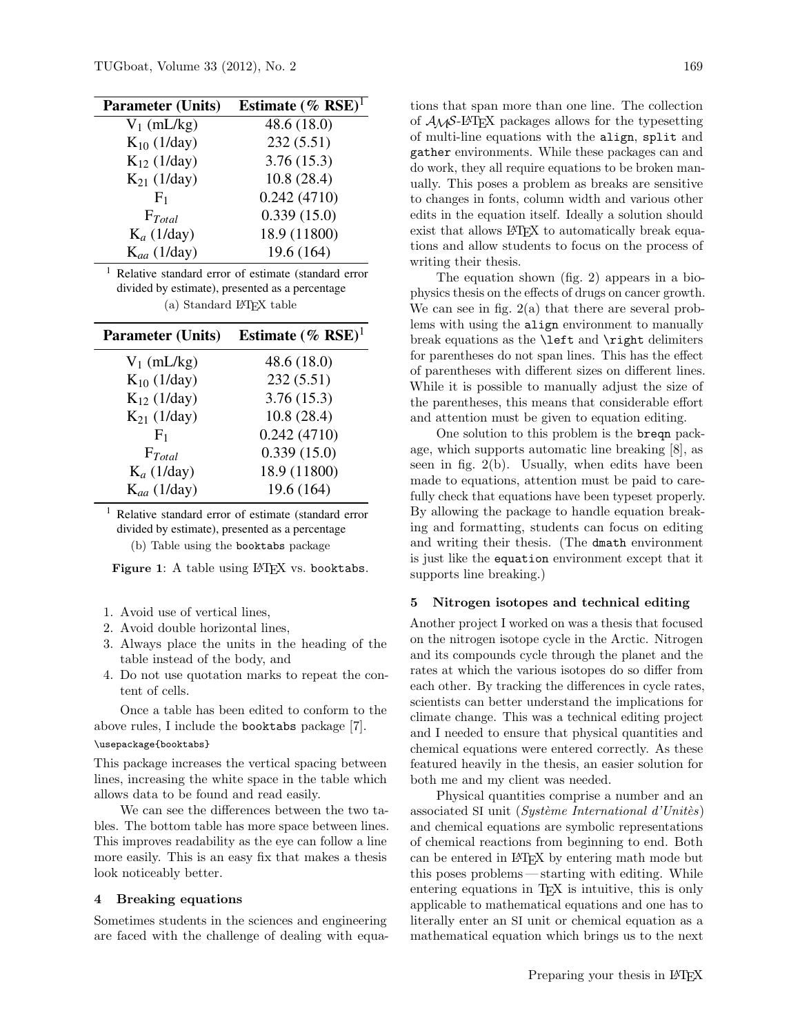| Parameter (Units) | Estimate (% RSE)[1] |
|---|---|
| $V_1$ (mL/kg) | 48.6 (18.0) |
| $K_{10}$ (1/day) | 232 (5.51) |
| $K_{12}$ (1/day) | 3.76 (15.3) |
| $K_{21}$ (1/day) | 10.8 (28.4) |
| $F_1$ | 0.242 (4710) |
| $F_{Total}$ | 0.339 (15.0) |
| $K_a$ (1/day) | 18.9 (11800) |
| $K_{aa}$ (1/day) | 19.6 (164) |

[1] Relative standard error of estimate (standard error divided by estimate), presented as a percentage

(a) Standard LaTeX table

| Parameter (Units) | Estimate (% RSE)[1] |
|---|---|
| $V_1$ (mL/kg) | 48.6 (18.0) |
| $K_{10}$ (1/day) | 232 (5.51) |
| $K_{12}$ (1/day) | 3.76 (15.3) |
| $K_{21}$ (1/day) | 10.8 (28.4) |
| $F_1$ | 0.242 (4710) |
| $F_{Total}$ | 0.339 (15.0) |
| $K_a$ (1/day) | 18.9 (11800) |
| $K_{aa}$ (1/day) | 19.6 (164) |

[1] Relative standard error of estimate (standard error divided by estimate), presented as a percentage

(b) Table using the `booktabs` package

**Figure 1**: A table using LaTeX vs. `booktabs`.

1. Avoid use of vertical lines,
2. Avoid double horizontal lines,
3. Always place the units in the heading of the table instead of the body, and
4. Do not use quotation marks to repeat the content of cells.

Once a table has been edited to conform to the above rules, I include the `booktabs` package [7].

```
\usepackage{booktabs}
```

This package increases the vertical spacing between lines, increasing the white space in the table which allows data to be found and read easily.

We can see the differences between the two tables. The bottom table has more space between lines. This improves readability as the eye can follow a line more easily. This is an easy fix that makes a thesis look noticeably better.

## 4 Breaking equations

Sometimes students in the sciences and engineering are faced with the challenge of dealing with equations that span more than one line. The collection of $\mathcal{A}\mathcal{M}\mathcal{S}$-LaTeX packages allows for the typesetting of multi-line equations with the `align`, `split` and `gather` environments. While these packages can and do work, they all require equations to be broken manually. This poses a problem as breaks are sensitive to changes in fonts, column width and various other edits in the equation itself. Ideally a solution should exist that allows LaTeX to automatically break equations and allow students to focus on the process of writing their thesis.

The equation shown (fig. 2) appears in a biophysics thesis on the effects of drugs on cancer growth. We can see in fig. 2(a) that there are several problems with using the `align` environment to manually break equations as the `\left` and `\right` delimiters for parentheses do not span lines. This has the effect of parentheses with different sizes on different lines. While it is possible to manually adjust the size of the parentheses, this means that considerable effort and attention must be given to equation editing.

One solution to this problem is the `breqn` package, which supports automatic line breaking [8], as seen in fig. 2(b). Usually, when edits have been made to equations, attention must be paid to carefully check that equations have been typeset properly. By allowing the package to handle equation breaking and formatting, students can focus on editing and writing their thesis. (The `dmath` environment is just like the `equation` environment except that it supports line breaking.)

## 5 Nitrogen isotopes and technical editing

Another project I worked on was a thesis that focused on the nitrogen isotope cycle in the Arctic. Nitrogen and its compounds cycle through the planet and the rates at which the various isotopes do so differ from each other. By tracking the differences in cycle rates, scientists can better understand the implications for climate change. This was a technical editing project and I needed to ensure that physical quantities and chemical equations were entered correctly. As these featured heavily in the thesis, an easier solution for both me and my client was needed.

Physical quantities comprise a number and an associated SI unit (*Système International d'Unitès*) and chemical equations are symbolic representations of chemical reactions from beginning to end. Both can be entered in LaTeX by entering math mode but this poses problems — starting with editing. While entering equations in TeX is intuitive, this is only applicable to mathematical equations and one has to literally enter an SI unit or chemical equation as a mathematical equation which brings us to the next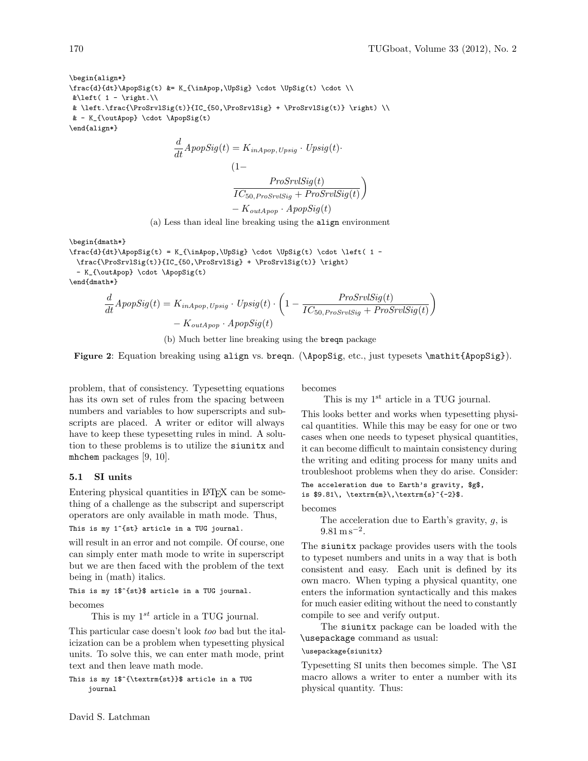```
\begin{align*}
\frac{d}{dt}\ApopSig(t) &= K_{\inApop,\UpSig} \cdot \UpSig(t) \cdot \\
 &\left( 1 - \right.\\
 & \left.\frac{\ProSrvlSig(t)}{IC_{50,\ProSrvlSig} + \ProSrvlSig(t)} \right) \\
 & - K_{\outApop} \cdot \ApopSig(t)
\end{align*}
```

$$
\begin{aligned}
\frac{d}{dt}ApopSig(t) &= K_{inApop,Upsig} \cdot Upsig(t) \cdot \\
&\left(1 - \right.\\
&\left.\frac{ProSrvlSig(t)}{IC_{50,ProSrvlSig} + ProSrvlSig(t)}\right)\\
&- K_{outApop} \cdot ApopSig(t)
\end{aligned}
$$

(a) Less than ideal line breaking using the align environment

```
\begin{dmath*}
\frac{d}{dt}\ApopSig(t) = K_{\inApop,\UpSig} \cdot \UpSig(t) \cdot \left( 1 -
  \frac{\ProSrvlSig(t)}{IC_{50,\ProSrvlSig} + \ProSrvlSig(t)} \right)
  - K_{\outApop} \cdot \ApopSig(t)
\end{dmath*}
```

$$
\begin{aligned}
\frac{d}{dt}ApopSig(t) = K_{inApop,Upsig} \cdot Upsig(t) \cdot \left(1 - \frac{ProSrvlSig(t)}{IC_{50,ProSrvlSig} + ProSrvlSig(t)}\right)\\
- K_{outApop} \cdot ApopSig(t)
\end{aligned}
$$

(b) Much better line breaking using the breqn package

**Figure 2**: Equation breaking using align vs. breqn. (\ApopSig, etc., just typesets \mathit{ApopSig}).

problem, that of consistency. Typesetting equations has its own set of rules from the spacing between numbers and variables to how superscripts and subscripts are placed. A writer or editor will always have to keep these typesetting rules in mind. A solution to these problems is to utilize the siunitx and mhchem packages [9, 10].

### 5.1 SI units

Entering physical quantities in LaTeX can be something of a challenge as the subscript and superscript operators are only available in math mode. Thus,

```
This is my 1^{st} article in a TUG journal.
```

will result in an error and not compile. Of course, one can simply enter math mode to write in superscript but we are then faced with the problem of the text being in (math) italics.

```
This is my 1$^{st}$ article in a TUG journal.
```

becomes

> This is my $1^{st}$ article in a TUG journal.

This particular case doesn't look *too* bad but the italicization can be a problem when typesetting physical units. To solve this, we can enter math mode, print text and then leave math mode.

```
This is my 1$^{\textrm{st}}$ article in a TUG
    journal
```

becomes

> This is my $1^{\textrm{st}}$ article in a TUG journal.

This looks better and works when typesetting physical quantities. While this may be easy for one or two cases when one needs to typeset physical quantities, it can become difficult to maintain consistency during the writing and editing process for many units and troubleshoot problems when they do arise. Consider:

```
The acceleration due to Earth's gravity, $g$,
is $9.81\, \textrm{m}\,\textrm{s}^{-2}$.
```

becomes

> The acceleration due to Earth's gravity, $g$, is $9.81\,\textrm{m}\,\textrm{s}^{-2}$.

The siunitx package provides users with the tools to typeset numbers and units in a way that is both consistent and easy. Each unit is defined by its own macro. When typing a physical quantity, one enters the information syntactically and this makes for much easier editing without the need to constantly compile to see and verify output.

The siunitx package can be loaded with the \usepackage command as usual:

```
\usepackage{siunitx}
```

Typesetting SI units then becomes simple. The \SI macro allows a writer to enter a number with its physical quantity. Thus: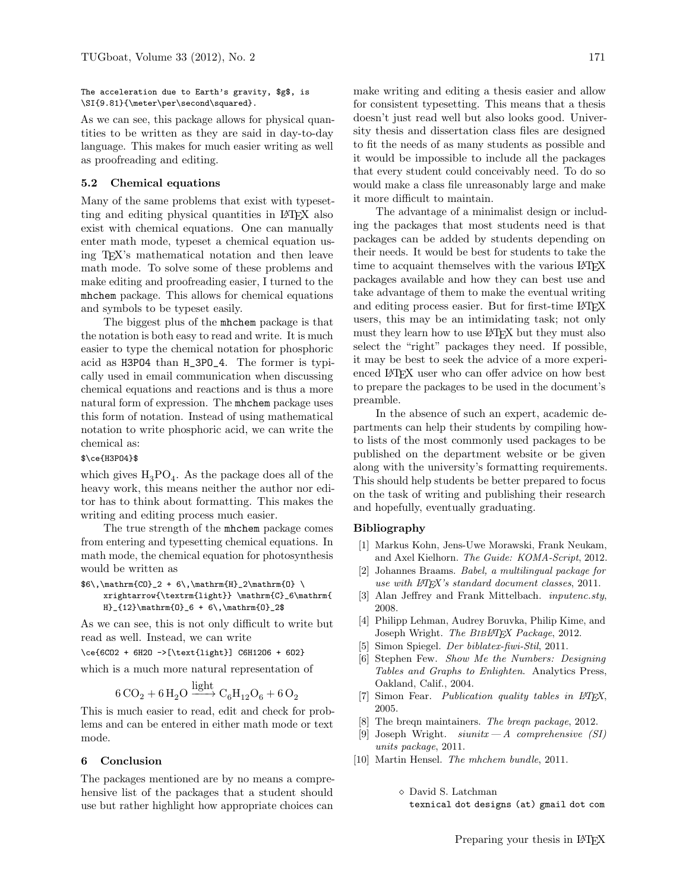```
The acceleration due to Earth's gravity, $g$, is
\SI{9.81}{\meter\per\second\squared}.
```

As we can see, this package allows for physical quantities to be written as they are said in day-to-day language. This makes for much easier writing as well as proofreading and editing.

### 5.2 Chemical equations

Many of the same problems that exist with typesetting and editing physical quantities in LaTeX also exist with chemical equations. One can manually enter math mode, typeset a chemical equation using TeX's mathematical notation and then leave math mode. To solve some of these problems and make editing and proofreading easier, I turned to the `mhchem` package. This allows for chemical equations and symbols to be typeset easily.

The biggest plus of the `mhchem` package is that the notation is both easy to read and write. It is much easier to type the chemical notation for phosphoric acid as `H3PO4` than `H_3PO_4`. The former is typically used in email communication when discussing chemical equations and reactions and is thus a more natural form of expression. The `mhchem` package uses this form of notation. Instead of using mathematical notation to write phosphoric acid, we can write the chemical as:

```
$\ce{H3PO4}$
```

which gives $H_3PO_4$. As the package does all of the heavy work, this means neither the author nor editor has to think about formatting. This makes the writing and editing process much easier.

The true strength of the `mhchem` package comes from entering and typesetting chemical equations. In math mode, the chemical equation for photosynthesis would be written as

```
$6\,\mathrm{CO}_2 + 6\,\mathrm{H}_2\mathrm{O} \
    xrightarrow{\textrm{light}} \mathrm{C}_6\mathrm{
    H}_{12}\mathrm{O}_6 + 6\,\mathrm{O}_2$
```

As we can see, this is not only difficult to write but read as well. Instead, we can write

```
\ce{6CO2 + 6H2O ->[\text{light}] C6H12O6 + 6O2}
```

which is a much more natural representation of

$$6\,\mathrm{CO}_2 + 6\,\mathrm{H}_2\mathrm{O} \xrightarrow{\text{light}} \mathrm{C}_6\mathrm{H}_{12}\mathrm{O}_6 + 6\,\mathrm{O}_2$$

This is much easier to read, edit and check for problems and can be entered in either math mode or text mode.

## 6 Conclusion

The packages mentioned are by no means a comprehensive list of the packages that a student should use but rather highlight how appropriate choices can make writing and editing a thesis easier and allow for consistent typesetting. This means that a thesis doesn't just read well but also looks good. University thesis and dissertation class files are designed to fit the needs of as many students as possible and it would be impossible to include all the packages that every student could conceivably need. To do so would make a class file unreasonably large and make it more difficult to maintain.

The advantage of a minimalist design or including the packages that most students need is that packages can be added by students depending on their needs. It would be best for students to take the time to acquaint themselves with the various LaTeX packages available and how they can best use and take advantage of them to make the eventual writing and editing process easier. But for first-time LaTeX users, this may be an intimidating task; not only must they learn how to use LaTeX but they must also select the "right" packages they need. If possible, it may be best to seek the advice of a more experienced LaTeX user who can offer advice on how best to prepare the packages to be used in the document's preamble.

In the absence of such an expert, academic departments can help their students by compiling how-to lists of the most commonly used packages to be published on the department website or be given along with the university's formatting requirements. This should help students be better prepared to focus on the task of writing and publishing their research and hopefully, eventually graduating.

## Bibliography

[1] Markus Kohn, Jens-Uwe Morawski, Frank Neukam, and Axel Kielhorn. *The Guide: KOMA-Script*, 2012.

[2] Johannes Braams. *Babel, a multilingual package for use with LaTeX's standard document classes*, 2011.

[3] Alan Jeffrey and Frank Mittelbach. *inputenc.sty*, 2008.

[4] Philipp Lehman, Audrey Boruvka, Philip Kime, and Joseph Wright. *The BibLaTeX Package*, 2012.

[5] Simon Spiegel. *Der biblatex-fiwi-Stil*, 2011.

[6] Stephen Few. *Show Me the Numbers: Designing Tables and Graphs to Enlighten*. Analytics Press, Oakland, Calif., 2004.

[7] Simon Fear. *Publication quality tables in LaTeX*, 2005.

[8] The breqn maintainers. *The breqn package*, 2012.

[9] Joseph Wright. *siunitx — A comprehensive (SI) units package*, 2011.

[10] Martin Hensel. *The mhchem bundle*, 2011.

◇ David S. Latchman
`texnical dot designs (at) gmail dot com`